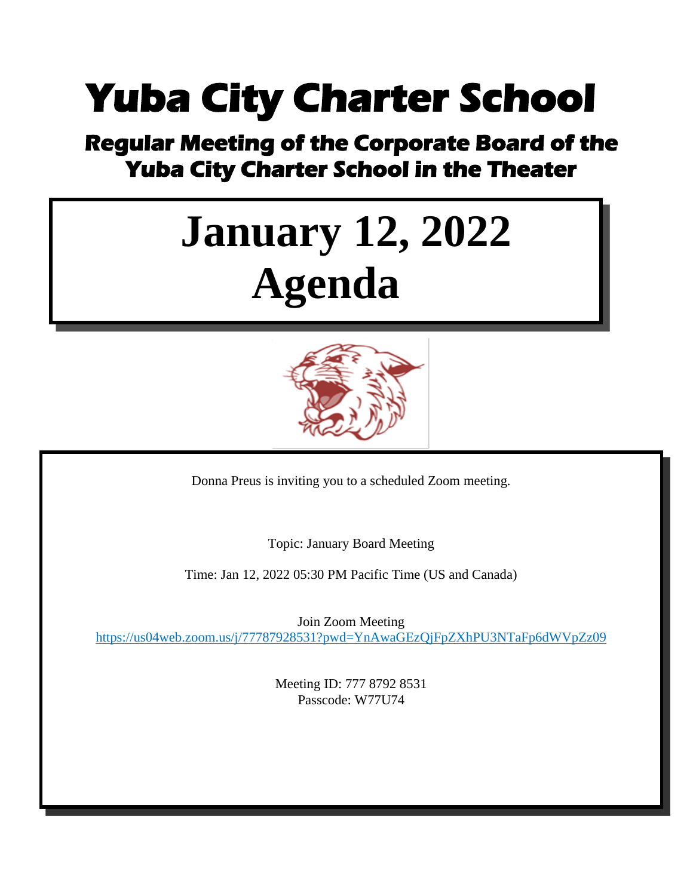# Yuba City Charter School

## Regular Meeting of the Corporate Board of the Yuba City Charter School in the Theater

# January 12, 2022 Agenda

Donna Preus is inviting you to a scheduled Zoom meeting.

Topic: January Board Meeting

Time: Jan 12, 2022 05:30 PM Pacific Time (US and Canada)

Join Zoom Meeting
https://us04web.zoom.us/j/77787928531?pwd=YnAwaGEzQjFpZXhPU3NTaFp6dWVpZz09

Meeting ID: 777 8792 8531
Passcode: W77U74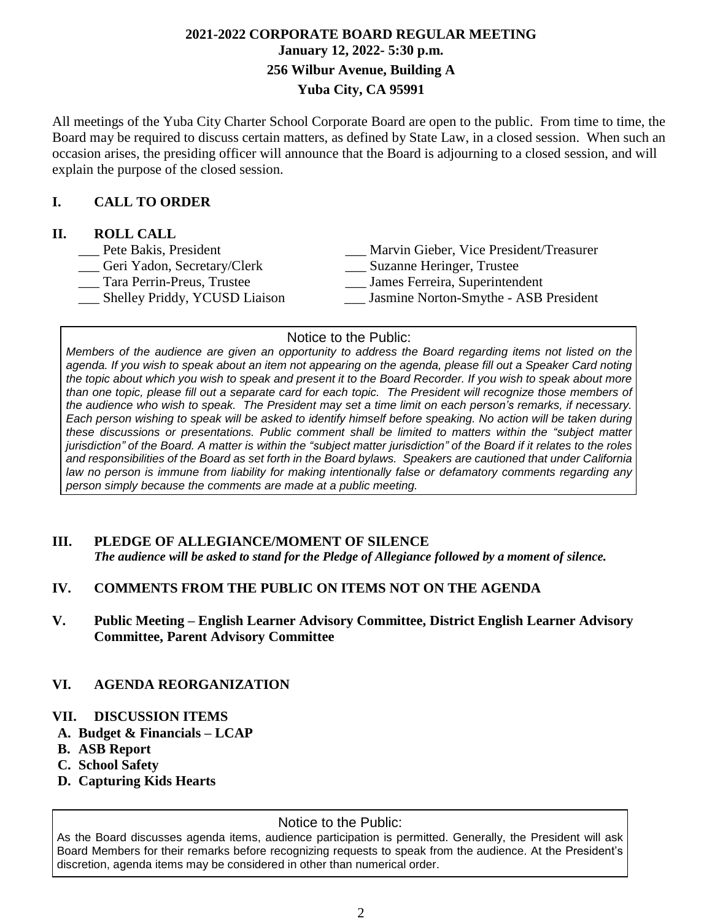**2021-2022 CORPORATE BOARD REGULAR MEETING**

**January 12, 2022- 5:30 p.m.**

**256 Wilbur Avenue, Building A**

**Yuba City, CA 95991**

All meetings of the Yuba City Charter School Corporate Board are open to the public. From time to time, the Board may be required to discuss certain matters, as defined by State Law, in a closed session. When such an occasion arises, the presiding officer will announce that the Board is adjourning to a closed session, and will explain the purpose of the closed session.

## I. CALL TO ORDER

## II. ROLL CALL

___ Pete Bakis, President
___ Marvin Gieber, Vice President/Treasurer
___ Geri Yadon, Secretary/Clerk
___ Suzanne Heringer, Trustee
___ Tara Perrin-Preus, Trustee
___ James Ferreira, Superintendent
___ Shelley Priddy, YCUSD Liaison
___ Jasmine Norton-Smythe - ASB President

Notice to the Public:

*Members of the audience are given an opportunity to address the Board regarding items not listed on the agenda. If you wish to speak about an item not appearing on the agenda, please fill out a Speaker Card noting the topic about which you wish to speak and present it to the Board Recorder. If you wish to speak about more than one topic, please fill out a separate card for each topic. The President will recognize those members of the audience who wish to speak. The President may set a time limit on each person's remarks, if necessary. Each person wishing to speak will be asked to identify himself before speaking. No action will be taken during these discussions or presentations. Public comment shall be limited to matters within the "subject matter jurisdiction" of the Board. A matter is within the "subject matter jurisdiction" of the Board if it relates to the roles and responsibilities of the Board as set forth in the Board bylaws. Speakers are cautioned that under California law no person is immune from liability for making intentionally false or defamatory comments regarding any person simply because the comments are made at a public meeting.*

## III. PLEDGE OF ALLEGIANCE/MOMENT OF SILENCE

***The audience will be asked to stand for the Pledge of Allegiance followed by a moment of silence.***

## IV. COMMENTS FROM THE PUBLIC ON ITEMS NOT ON THE AGENDA

## V. Public Meeting – English Learner Advisory Committee, District English Learner Advisory Committee, Parent Advisory Committee

## VI. AGENDA REORGANIZATION

## VII. DISCUSSION ITEMS

**A. Budget & Financials – LCAP**

**B. ASB Report**

**C. School Safety**

**D. Capturing Kids Hearts**

Notice to the Public:

As the Board discusses agenda items, audience participation is permitted. Generally, the President will ask Board Members for their remarks before recognizing requests to speak from the audience. At the President's discretion, agenda items may be considered in other than numerical order.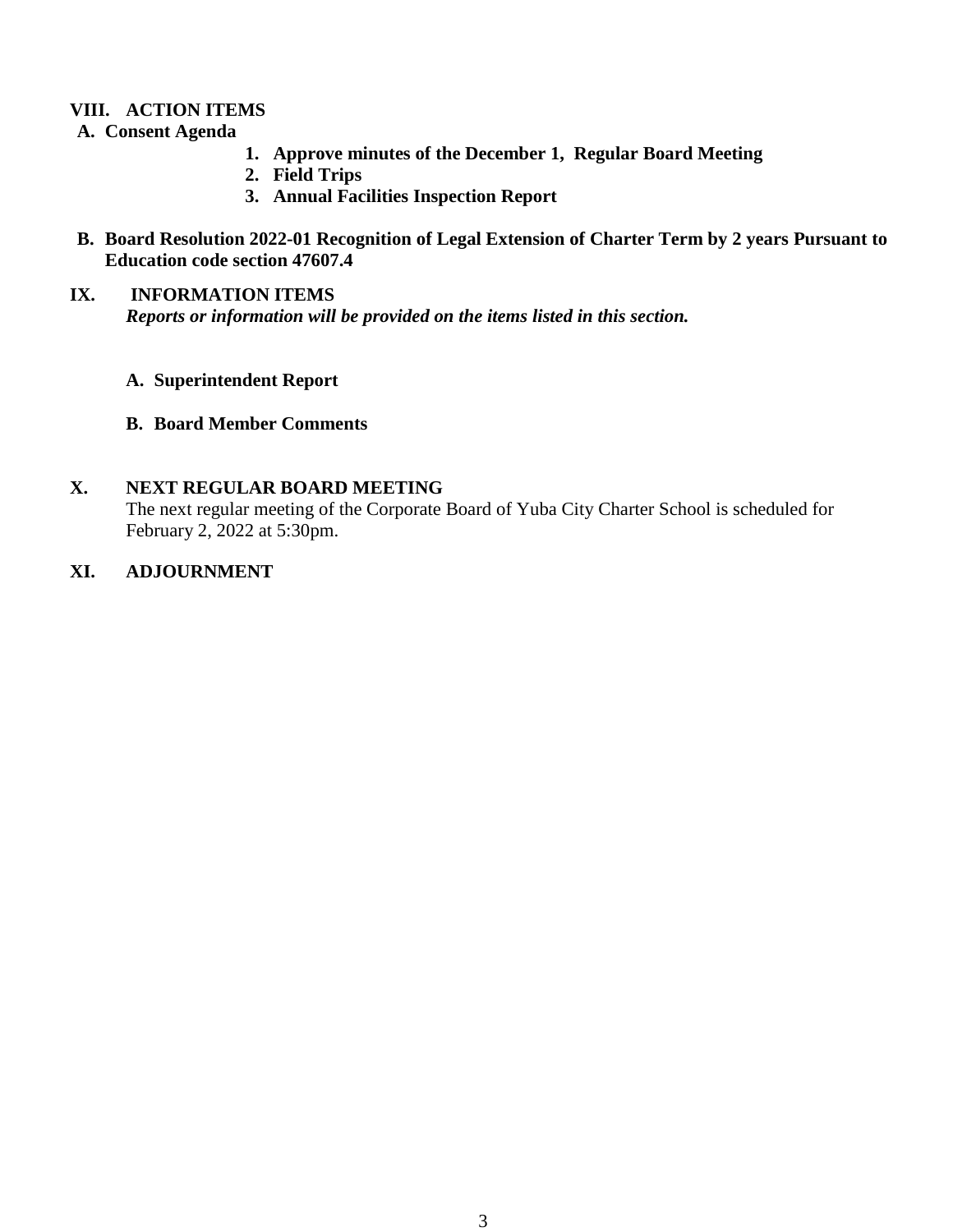**VIII. ACTION ITEMS**

**A. Consent Agenda**

1. **Approve minutes of the December 1, Regular Board Meeting**
2. **Field Trips**
3. **Annual Facilities Inspection Report**

**B. Board Resolution 2022-01 Recognition of Legal Extension of Charter Term by 2 years Pursuant to Education code section 47607.4**

**IX. INFORMATION ITEMS**

***Reports or information will be provided on the items listed in this section.***

**A. Superintendent Report**

**B. Board Member Comments**

**X. NEXT REGULAR BOARD MEETING**

The next regular meeting of the Corporate Board of Yuba City Charter School is scheduled for February 2, 2022 at 5:30pm.

**XI. ADJOURNMENT**